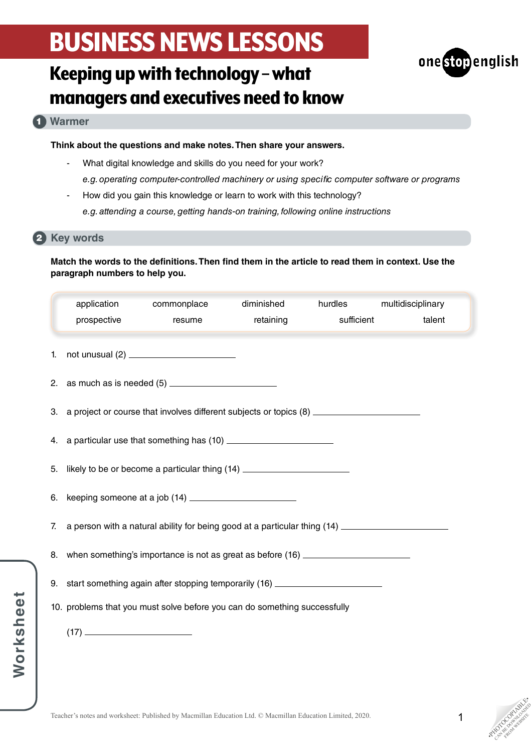# BUSINESS NEWS LESSONS

## Keeping up with technology – what managers and executives need to know

### 1 Warmer

**Think about the questions and make notes. Then share your answers.**

- What digital knowledge and skills do you need for your work?
  *e.g. operating computer-controlled machinery or using specific computer software or programs*
- How did you gain this knowledge or learn to work with this technology?
  *e.g. attending a course, getting hands-on training, following online instructions*

### 2 Key words

**Match the words to the definitions. Then find them in the article to read them in context. Use the paragraph numbers to help you.**

| application | commonplace | diminished | hurdles | multidisciplinary |
|---|---|---|---|---|
| prospective | resume | retaining | sufficient | talent |

1. not unusual (2) ______________________
2. as much as is needed (5) ______________________
3. a project or course that involves different subjects or topics (8) ______________________
4. a particular use that something has (10) ______________________
5. likely to be or become a particular thing (14) ______________________
6. keeping someone at a job (14) ______________________
7. a person with a natural ability for being good at a particular thing (14) ______________________
8. when something's importance is not as great as before (16) ______________________
9. start something again after stopping temporarily (16) ______________________
10. problems that you must solve before you can do something successfully (17) ______________________

Teacher's notes and worksheet: Published by Macmillan Education Ltd. © Macmillan Education Limited, 2020.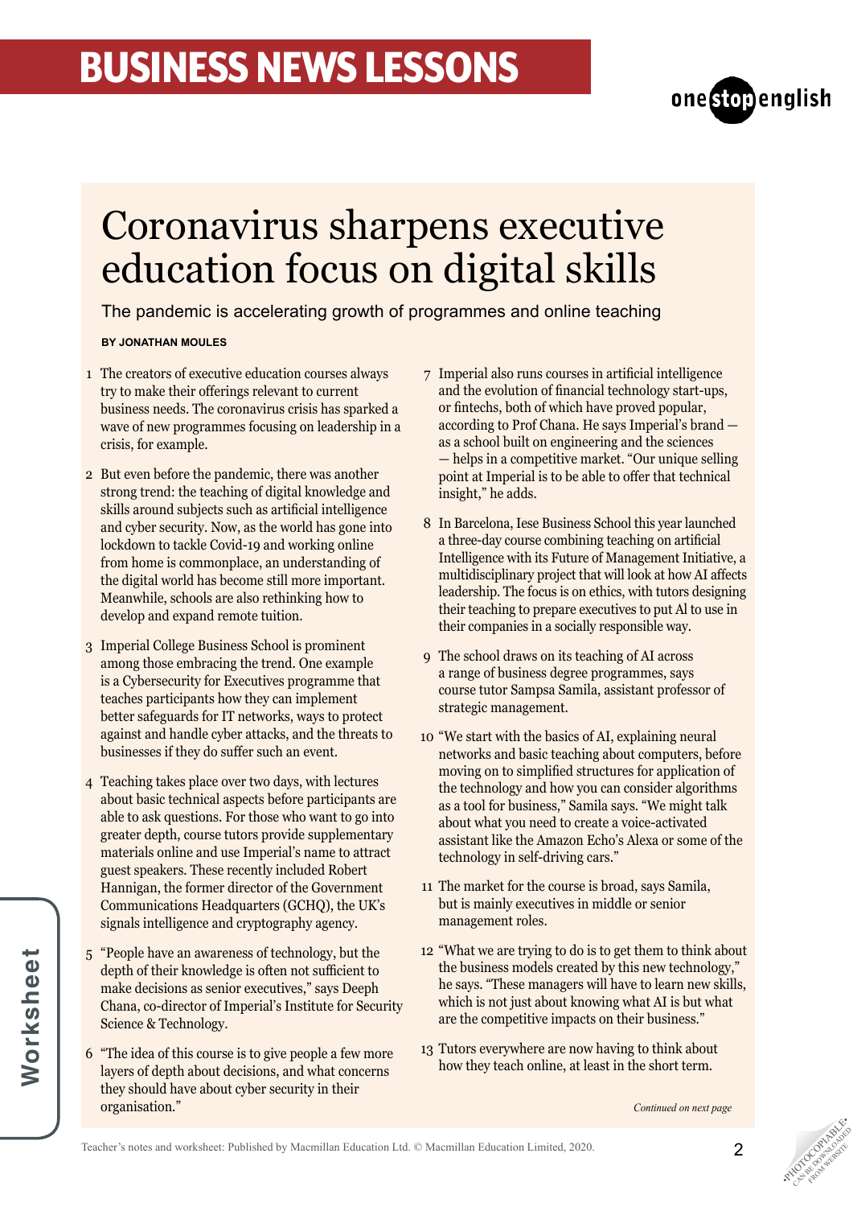# Coronavirus sharpens executive education focus on digital skills

The pandemic is accelerating growth of programmes and online teaching

**BY JONATHAN MOULES**

1 The creators of executive education courses always try to make their offerings relevant to current business needs. The coronavirus crisis has sparked a wave of new programmes focusing on leadership in a crisis, for example.

2 But even before the pandemic, there was another strong trend: the teaching of digital knowledge and skills around subjects such as artificial intelligence and cyber security. Now, as the world has gone into lockdown to tackle Covid-19 and working online from home is commonplace, an understanding of the digital world has become still more important. Meanwhile, schools are also rethinking how to develop and expand remote tuition.

3 Imperial College Business School is prominent among those embracing the trend. One example is a Cybersecurity for Executives programme that teaches participants how they can implement better safeguards for IT networks, ways to protect against and handle cyber attacks, and the threats to businesses if they do suffer such an event.

4 Teaching takes place over two days, with lectures about basic technical aspects before participants are able to ask questions. For those who want to go into greater depth, course tutors provide supplementary materials online and use Imperial's name to attract guest speakers. These recently included Robert Hannigan, the former director of the Government Communications Headquarters (GCHQ), the UK's signals intelligence and cryptography agency.

5 "People have an awareness of technology, but the depth of their knowledge is often not sufficient to make decisions as senior executives," says Deeph Chana, co-director of Imperial's Institute for Security Science & Technology.

6 "The idea of this course is to give people a few more layers of depth about decisions, and what concerns they should have about cyber security in their organisation."

7 Imperial also runs courses in artificial intelligence and the evolution of financial technology start-ups, or fintechs, both of which have proved popular, according to Prof Chana. He says Imperial's brand — as a school built on engineering and the sciences — helps in a competitive market. "Our unique selling point at Imperial is to be able to offer that technical insight," he adds.

8 In Barcelona, Iese Business School this year launched a three-day course combining teaching on artificial Intelligence with its Future of Management Initiative, a multidisciplinary project that will look at how AI affects leadership. The focus is on ethics, with tutors designing their teaching to prepare executives to put AI to use in their companies in a socially responsible way.

9 The school draws on its teaching of AI across a range of business degree programmes, says course tutor Sampsa Samila, assistant professor of strategic management.

10 "We start with the basics of AI, explaining neural networks and basic teaching about computers, before moving on to simplified structures for application of the technology and how you can consider algorithms as a tool for business," Samila says. "We might talk about what you need to create a voice-activated assistant like the Amazon Echo's Alexa or some of the technology in self-driving cars."

11 The market for the course is broad, says Samila, but is mainly executives in middle or senior management roles.

12 "What we are trying to do is to get them to think about the business models created by this new technology," he says. "These managers will have to learn new skills, which is not just about knowing what AI is but what are the competitive impacts on their business."

13 Tutors everywhere are now having to think about how they teach online, at least in the short term.

*Continued on next page*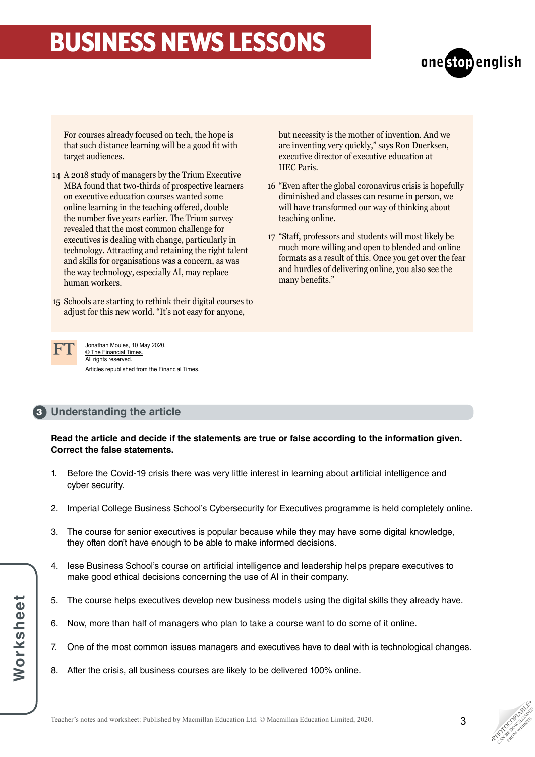For courses already focused on tech, the hope is that such distance learning will be a good fit with target audiences.

14 A 2018 study of managers by the Trium Executive MBA found that two-thirds of prospective learners on executive education courses wanted some online learning in the teaching offered, double the number five years earlier. The Trium survey revealed that the most common challenge for executives is dealing with change, particularly in technology. Attracting and retaining the right talent and skills for organisations was a concern, as was the way technology, especially AI, may replace human workers.

15 Schools are starting to rethink their digital courses to adjust for this new world. "It's not easy for anyone, but necessity is the mother of invention. And we are inventing very quickly," says Ron Duerksen, executive director of executive education at HEC Paris.

16 "Even after the global coronavirus crisis is hopefully diminished and classes can resume in person, we will have transformed our way of thinking about teaching online.

17 "Staff, professors and students will most likely be much more willing and open to blended and online formats as a result of this. Once you get over the fear and hurdles of delivering online, you also see the many benefits."

FT

Jonathan Moules, 10 May 2020.
© The Financial Times.
All rights reserved.
Articles republished from the Financial Times.

## 3 Understanding the article

**Read the article and decide if the statements are true or false according to the information given. Correct the false statements.**

1. Before the Covid-19 crisis there was very little interest in learning about artificial intelligence and cyber security.
2. Imperial College Business School's Cybersecurity for Executives programme is held completely online.
3. The course for senior executives is popular because while they may have some digital knowledge, they often don't have enough to be able to make informed decisions.
4. Iese Business School's course on artificial intelligence and leadership helps prepare executives to make good ethical decisions concerning the use of AI in their company.
5. The course helps executives develop new business models using the digital skills they already have.
6. Now, more than half of managers who plan to take a course want to do some of it online.
7. One of the most common issues managers and executives have to deal with is technological changes.
8. After the crisis, all business courses are likely to be delivered 100% online.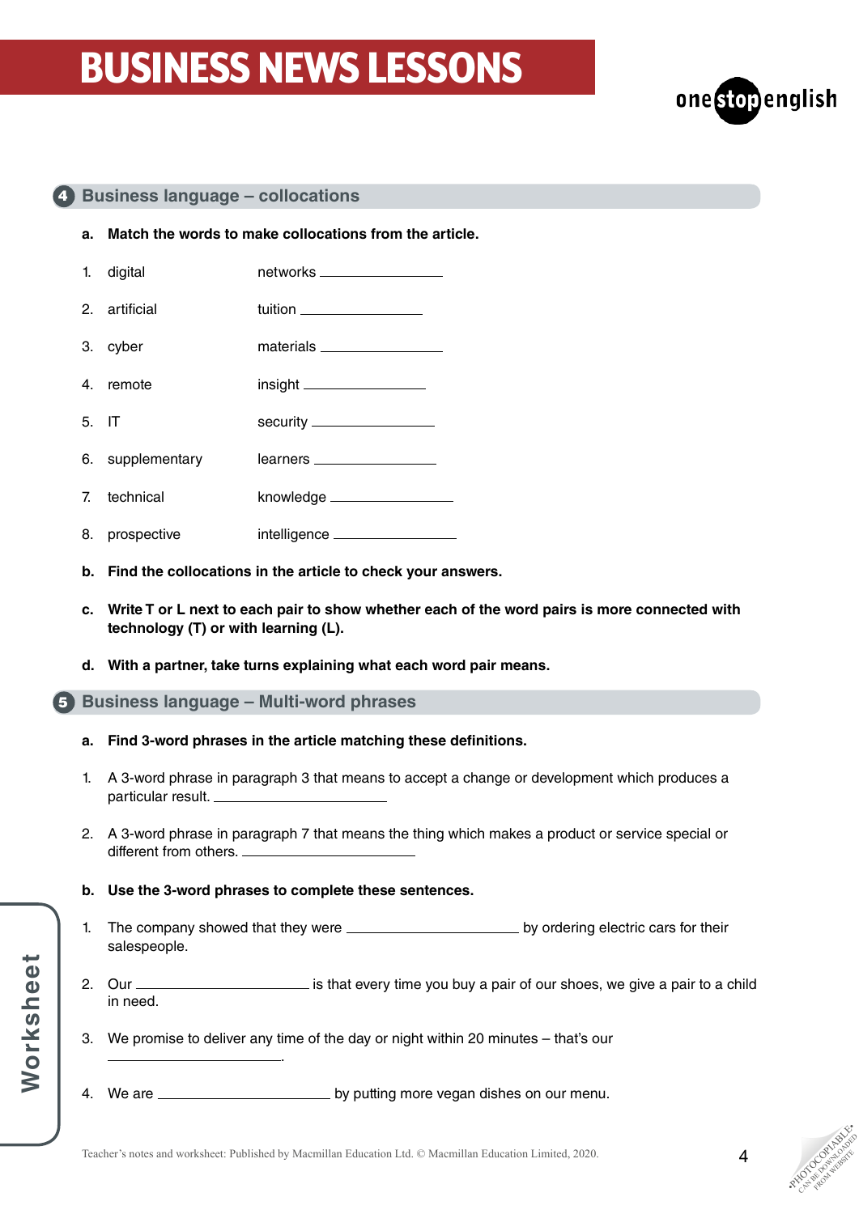# BUSINESS NEWS LESSONS

## 4 Business language – collocations

**a. Match the words to make collocations from the article.**

| | | |
|---|---|---|
| 1. | digital | networks ________________ |
| 2. | artificial | tuition ________________ |
| 3. | cyber | materials ________________ |
| 4. | remote | insight ________________ |
| 5. | IT | security ________________ |
| 6. | supplementary | learners ________________ |
| 7. | technical | knowledge ________________ |
| 8. | prospective | intelligence ________________ |

**b. Find the collocations in the article to check your answers.**

**c. Write T or L next to each pair to show whether each of the word pairs is more connected with technology (T) or with learning (L).**

**d. With a partner, take turns explaining what each word pair means.**

## 5 Business language – Multi-word phrases

**a. Find 3-word phrases in the article matching these definitions.**

1. A 3-word phrase in paragraph 3 that means to accept a change or development which produces a particular result. ________________________

2. A 3-word phrase in paragraph 7 that means the thing which makes a product or service special or different from others. ________________________

**b. Use the 3-word phrases to complete these sentences.**

1. The company showed that they were ________________________ by ordering electric cars for their salespeople.

2. Our ________________________ is that every time you buy a pair of our shoes, we give a pair to a child in need.

3. We promise to deliver any time of the day or night within 20 minutes – that's our ________________________.

4. We are ________________________ by putting more vegan dishes on our menu.

Teacher's notes and worksheet: Published by Macmillan Education Ltd. © Macmillan Education Limited, 2020.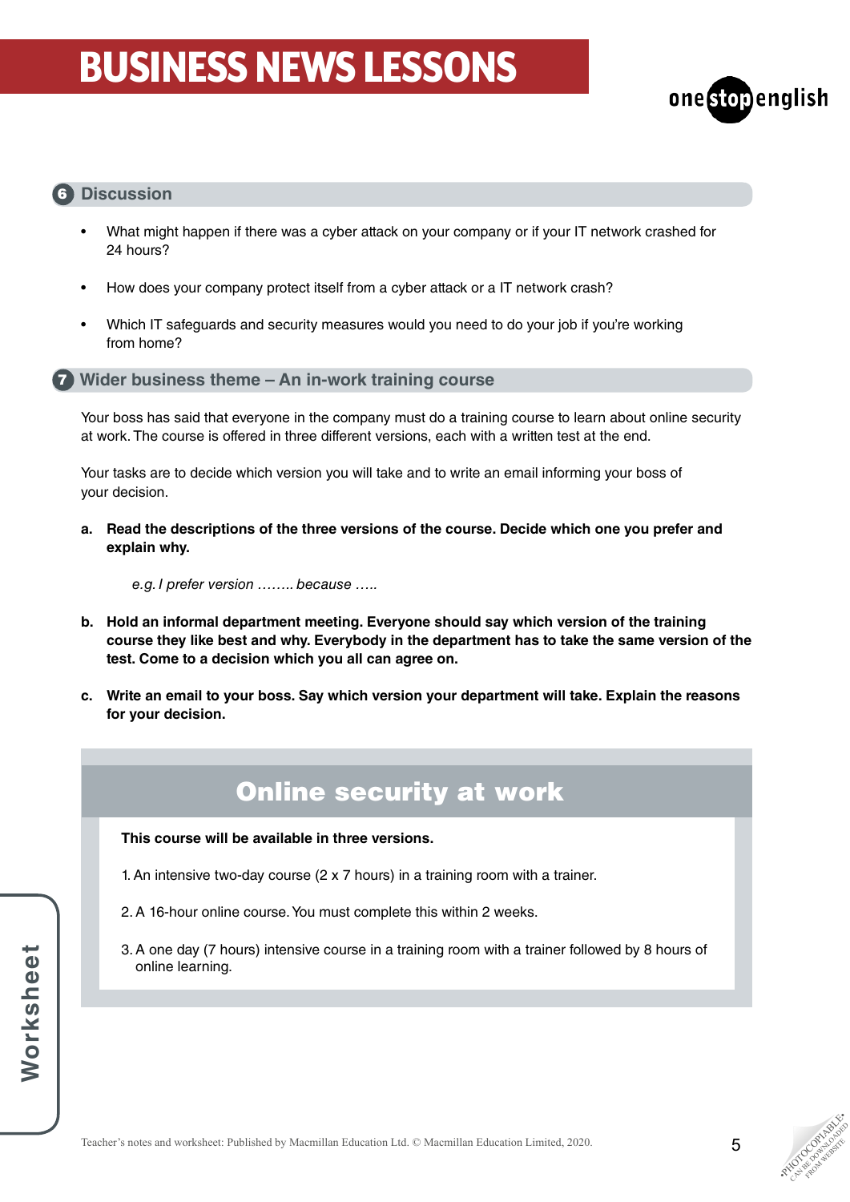## 6 Discussion

- What might happen if there was a cyber attack on your company or if your IT network crashed for 24 hours?
- How does your company protect itself from a cyber attack or a IT network crash?
- Which IT safeguards and security measures would you need to do your job if you're working from home?

## 7 Wider business theme – An in-work training course

Your boss has said that everyone in the company must do a training course to learn about online security at work. The course is offered in three different versions, each with a written test at the end.

Your tasks are to decide which version you will take and to write an email informing your boss of your decision.

**a. Read the descriptions of the three versions of the course. Decide which one you prefer and explain why.**

*e.g. I prefer version …….. because …..*

**b. Hold an informal department meeting. Everyone should say which version of the training course they like best and why. Everybody in the department has to take the same version of the test. Come to a decision which you all can agree on.**

**c. Write an email to your boss. Say which version your department will take. Explain the reasons for your decision.**

### Online security at work

**This course will be available in three versions.**

1. An intensive two-day course (2 x 7 hours) in a training room with a trainer.
2. A 16-hour online course. You must complete this within 2 weeks.
3. A one day (7 hours) intensive course in a training room with a trainer followed by 8 hours of online learning.

Worksheet

Teacher's notes and worksheet: Published by Macmillan Education Ltd. © Macmillan Education Limited, 2020.